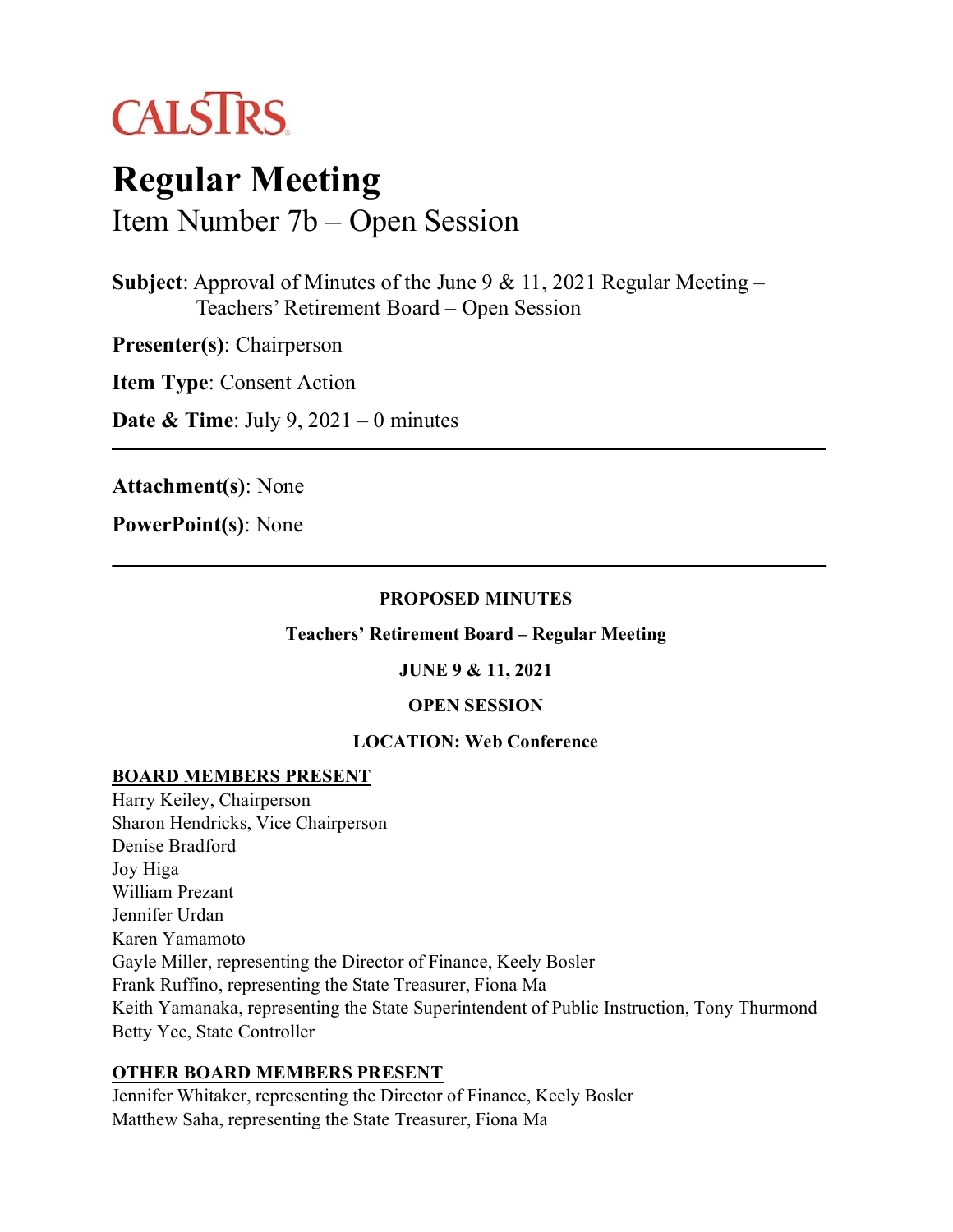CALSTRS

# Regular Meeting

## Item Number 7b – Open Session

**Subject**: Approval of Minutes of the June 9 & 11, 2021 Regular Meeting – Teachers' Retirement Board – Open Session

**Presenter(s)**: Chairperson

**Item Type**: Consent Action

**Date & Time**: July 9, 2021 – 0 minutes

---

**Attachment(s)**: None

**PowerPoint(s)**: None

---

**PROPOSED MINUTES**

**Teachers' Retirement Board – Regular Meeting**

**JUNE 9 & 11, 2021**

**OPEN SESSION**

**LOCATION: Web Conference**

**BOARD MEMBERS PRESENT**

Harry Keiley, Chairperson
Sharon Hendricks, Vice Chairperson
Denise Bradford
Joy Higa
William Prezant
Jennifer Urdan
Karen Yamamoto
Gayle Miller, representing the Director of Finance, Keely Bosler
Frank Ruffino, representing the State Treasurer, Fiona Ma
Keith Yamanaka, representing the State Superintendent of Public Instruction, Tony Thurmond
Betty Yee, State Controller

**OTHER BOARD MEMBERS PRESENT**

Jennifer Whitaker, representing the Director of Finance, Keely Bosler
Matthew Saha, representing the State Treasurer, Fiona Ma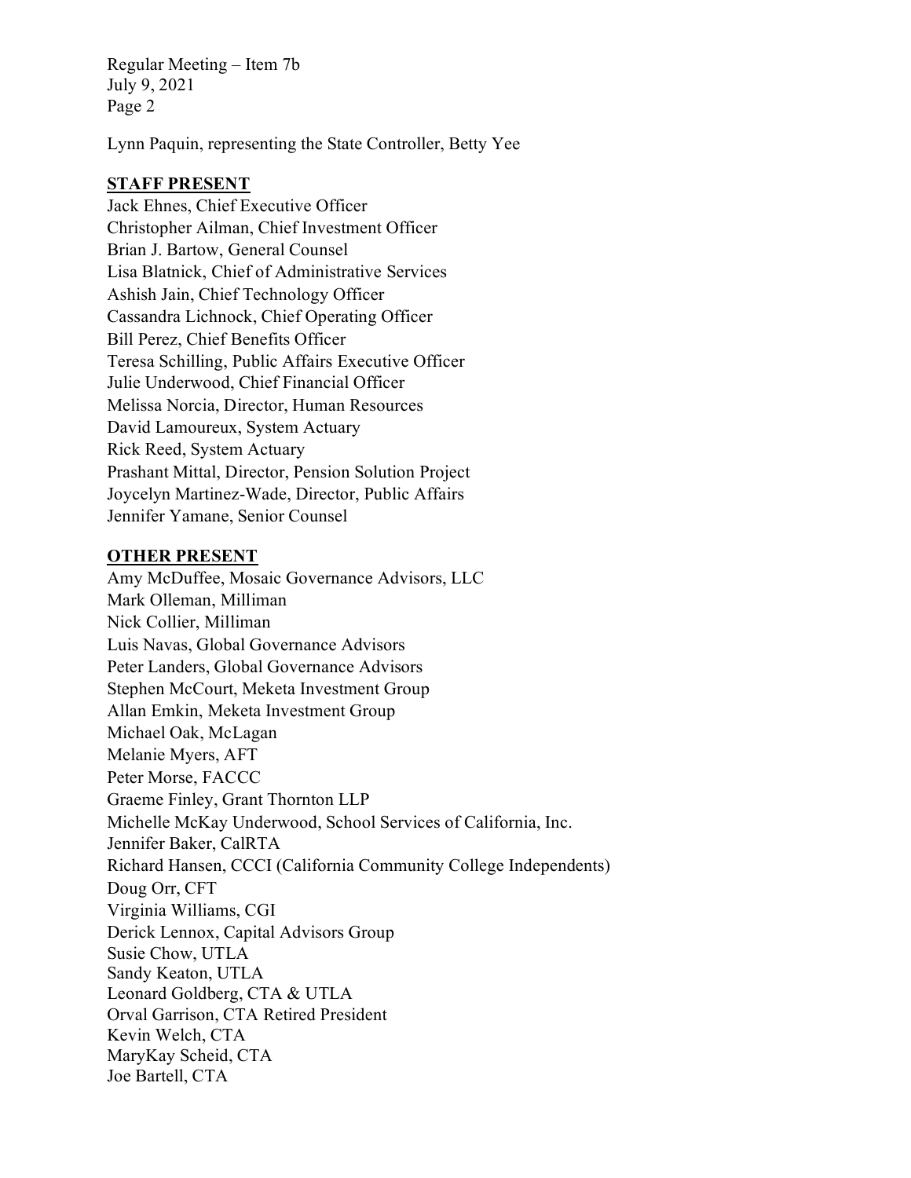Lynn Paquin, representing the State Controller, Betty Yee

**STAFF PRESENT**

Jack Ehnes, Chief Executive Officer
Christopher Ailman, Chief Investment Officer
Brian J. Bartow, General Counsel
Lisa Blatnick, Chief of Administrative Services
Ashish Jain, Chief Technology Officer
Cassandra Lichnock, Chief Operating Officer
Bill Perez, Chief Benefits Officer
Teresa Schilling, Public Affairs Executive Officer
Julie Underwood, Chief Financial Officer
Melissa Norcia, Director, Human Resources
David Lamoureux, System Actuary
Rick Reed, System Actuary
Prashant Mittal, Director, Pension Solution Project
Joycelyn Martinez-Wade, Director, Public Affairs
Jennifer Yamane, Senior Counsel

**OTHER PRESENT**

Amy McDuffee, Mosaic Governance Advisors, LLC
Mark Olleman, Milliman
Nick Collier, Milliman
Luis Navas, Global Governance Advisors
Peter Landers, Global Governance Advisors
Stephen McCourt, Meketa Investment Group
Allan Emkin, Meketa Investment Group
Michael Oak, McLagan
Melanie Myers, AFT
Peter Morse, FACCC
Graeme Finley, Grant Thornton LLP
Michelle McKay Underwood, School Services of California, Inc.
Jennifer Baker, CalRTA
Richard Hansen, CCCI (California Community College Independents)
Doug Orr, CFT
Virginia Williams, CGI
Derick Lennox, Capital Advisors Group
Susie Chow, UTLA
Sandy Keaton, UTLA
Leonard Goldberg, CTA & UTLA
Orval Garrison, CTA Retired President
Kevin Welch, CTA
MaryKay Scheid, CTA
Joe Bartell, CTA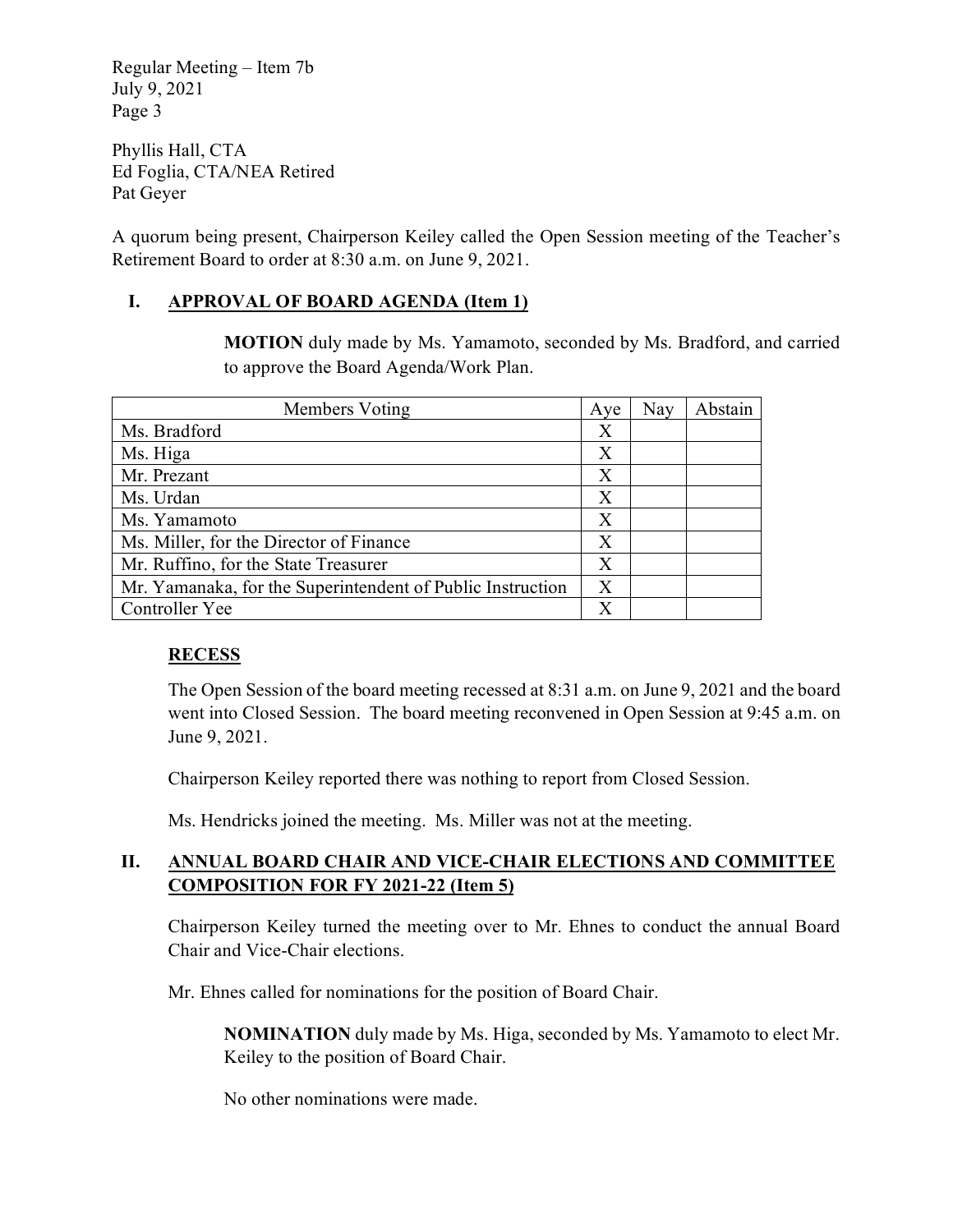Phyllis Hall, CTA
Ed Foglia, CTA/NEA Retired
Pat Geyer

A quorum being present, Chairperson Keiley called the Open Session meeting of the Teacher's Retirement Board to order at 8:30 a.m. on June 9, 2021.

## I. APPROVAL OF BOARD AGENDA (Item 1)

**MOTION** duly made by Ms. Yamamoto, seconded by Ms. Bradford, and carried to approve the Board Agenda/Work Plan.

| Members Voting | Aye | Nay | Abstain |
|---|---|---|---|
| Ms. Bradford | X | | |
| Ms. Higa | X | | |
| Mr. Prezant | X | | |
| Ms. Urdan | X | | |
| Ms. Yamamoto | X | | |
| Ms. Miller, for the Director of Finance | X | | |
| Mr. Ruffino, for the State Treasurer | X | | |
| Mr. Yamanaka, for the Superintendent of Public Instruction | X | | |
| Controller Yee | X | | |

### RECESS

The Open Session of the board meeting recessed at 8:31 a.m. on June 9, 2021 and the board went into Closed Session. The board meeting reconvened in Open Session at 9:45 a.m. on June 9, 2021.

Chairperson Keiley reported there was nothing to report from Closed Session.

Ms. Hendricks joined the meeting. Ms. Miller was not at the meeting.

## II. ANNUAL BOARD CHAIR AND VICE-CHAIR ELECTIONS AND COMMITTEE COMPOSITION FOR FY 2021-22 (Item 5)

Chairperson Keiley turned the meeting over to Mr. Ehnes to conduct the annual Board Chair and Vice-Chair elections.

Mr. Ehnes called for nominations for the position of Board Chair.

**NOMINATION** duly made by Ms. Higa, seconded by Ms. Yamamoto to elect Mr. Keiley to the position of Board Chair.

No other nominations were made.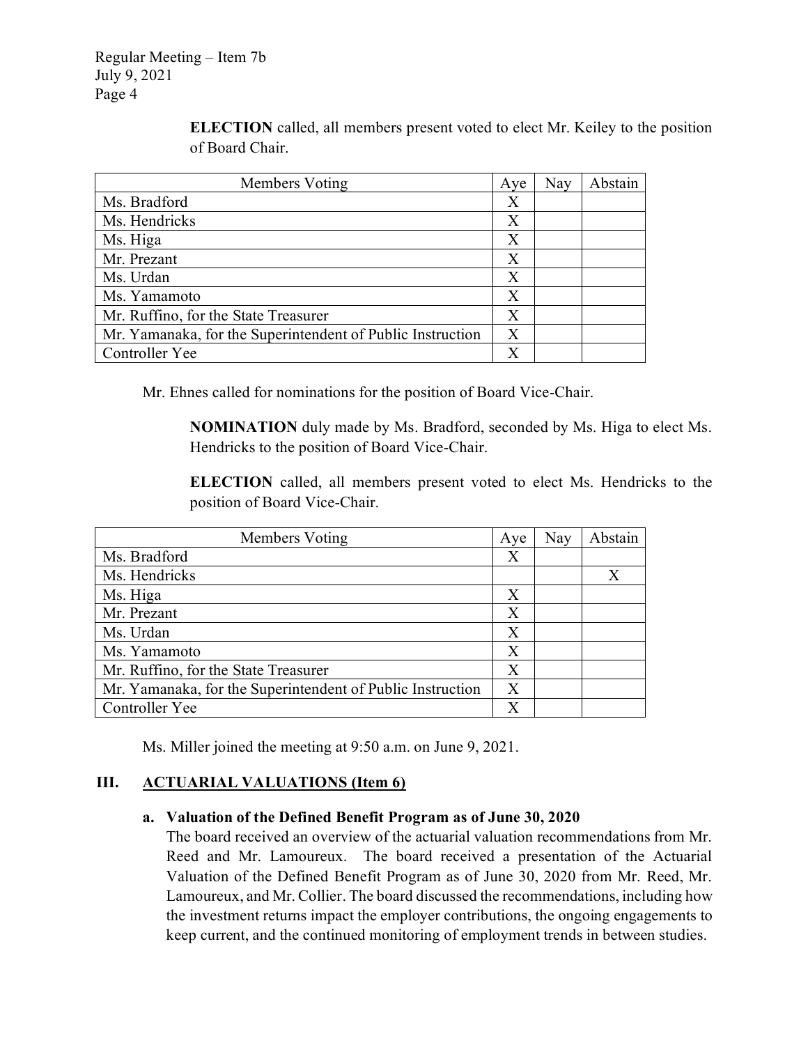**ELECTION** called, all members present voted to elect Mr. Keiley to the position of Board Chair.

| Members Voting | Aye | Nay | Abstain |
| --- | --- | --- | --- |
| Ms. Bradford | X | | |
| Ms. Hendricks | X | | |
| Ms. Higa | X | | |
| Mr. Prezant | X | | |
| Ms. Urdan | X | | |
| Ms. Yamamoto | X | | |
| Mr. Ruffino, for the State Treasurer | X | | |
| Mr. Yamanaka, for the Superintendent of Public Instruction | X | | |
| Controller Yee | X | | |

Mr. Ehnes called for nominations for the position of Board Vice-Chair.

**NOMINATION** duly made by Ms. Bradford, seconded by Ms. Higa to elect Ms. Hendricks to the position of Board Vice-Chair.

**ELECTION** called, all members present voted to elect Ms. Hendricks to the position of Board Vice-Chair.

| Members Voting | Aye | Nay | Abstain |
| --- | --- | --- | --- |
| Ms. Bradford | X | | |
| Ms. Hendricks | | | X |
| Ms. Higa | X | | |
| Mr. Prezant | X | | |
| Ms. Urdan | X | | |
| Ms. Yamamoto | X | | |
| Mr. Ruffino, for the State Treasurer | X | | |
| Mr. Yamanaka, for the Superintendent of Public Instruction | X | | |
| Controller Yee | X | | |

Ms. Miller joined the meeting at 9:50 a.m. on June 9, 2021.

## III. ACTUARIAL VALUATIONS (Item 6)

### a. Valuation of the Defined Benefit Program as of June 30, 2020

The board received an overview of the actuarial valuation recommendations from Mr. Reed and Mr. Lamoureux. The board received a presentation of the Actuarial Valuation of the Defined Benefit Program as of June 30, 2020 from Mr. Reed, Mr. Lamoureux, and Mr. Collier. The board discussed the recommendations, including how the investment returns impact the employer contributions, the ongoing engagements to keep current, and the continued monitoring of employment trends in between studies.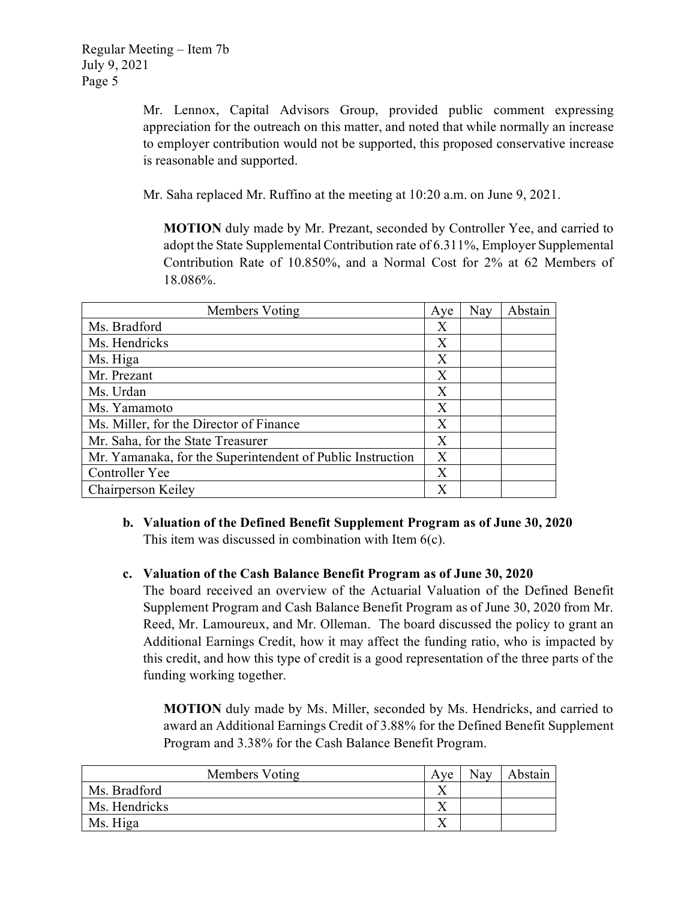Mr. Lennox, Capital Advisors Group, provided public comment expressing appreciation for the outreach on this matter, and noted that while normally an increase to employer contribution would not be supported, this proposed conservative increase is reasonable and supported.

Mr. Saha replaced Mr. Ruffino at the meeting at 10:20 a.m. on June 9, 2021.

**MOTION** duly made by Mr. Prezant, seconded by Controller Yee, and carried to adopt the State Supplemental Contribution rate of 6.311%, Employer Supplemental Contribution Rate of 10.850%, and a Normal Cost for 2% at 62 Members of 18.086%.

| Members Voting | Aye | Nay | Abstain |
| --- | --- | --- | --- |
| Ms. Bradford | X | | |
| Ms. Hendricks | X | | |
| Ms. Higa | X | | |
| Mr. Prezant | X | | |
| Ms. Urdan | X | | |
| Ms. Yamamoto | X | | |
| Ms. Miller, for the Director of Finance | X | | |
| Mr. Saha, for the State Treasurer | X | | |
| Mr. Yamanaka, for the Superintendent of Public Instruction | X | | |
| Controller Yee | X | | |
| Chairperson Keiley | X | | |

**b. Valuation of the Defined Benefit Supplement Program as of June 30, 2020**
This item was discussed in combination with Item 6(c).

**c. Valuation of the Cash Balance Benefit Program as of June 30, 2020**
The board received an overview of the Actuarial Valuation of the Defined Benefit Supplement Program and Cash Balance Benefit Program as of June 30, 2020 from Mr. Reed, Mr. Lamoureux, and Mr. Olleman. The board discussed the policy to grant an Additional Earnings Credit, how it may affect the funding ratio, who is impacted by this credit, and how this type of credit is a good representation of the three parts of the funding working together.

**MOTION** duly made by Ms. Miller, seconded by Ms. Hendricks, and carried to award an Additional Earnings Credit of 3.88% for the Defined Benefit Supplement Program and 3.38% for the Cash Balance Benefit Program.

| Members Voting | Aye | Nay | Abstain |
| --- | --- | --- | --- |
| Ms. Bradford | X | | |
| Ms. Hendricks | X | | |
| Ms. Higa | X | | |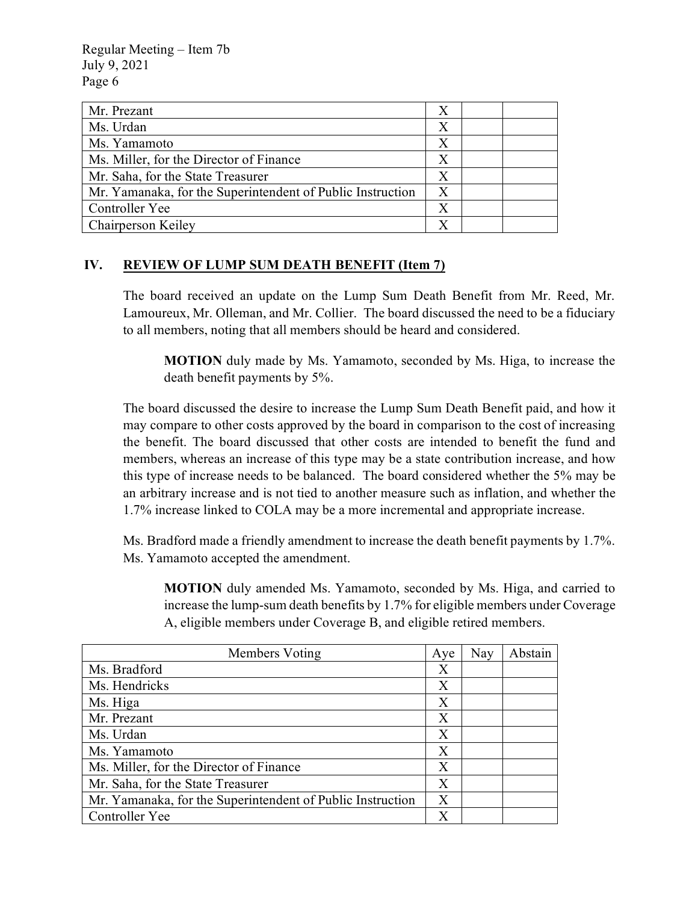| | | | |
|---|---|---|---|
| Mr. Prezant | X | | |
| Ms. Urdan | X | | |
| Ms. Yamamoto | X | | |
| Ms. Miller, for the Director of Finance | X | | |
| Mr. Saha, for the State Treasurer | X | | |
| Mr. Yamanaka, for the Superintendent of Public Instruction | X | | |
| Controller Yee | X | | |
| Chairperson Keiley | X | | |

## IV. REVIEW OF LUMP SUM DEATH BENEFIT (Item 7)

The board received an update on the Lump Sum Death Benefit from Mr. Reed, Mr. Lamoureux, Mr. Olleman, and Mr. Collier. The board discussed the need to be a fiduciary to all members, noting that all members should be heard and considered.

> **MOTION** duly made by Ms. Yamamoto, seconded by Ms. Higa, to increase the death benefit payments by 5%.

The board discussed the desire to increase the Lump Sum Death Benefit paid, and how it may compare to other costs approved by the board in comparison to the cost of increasing the benefit. The board discussed that other costs are intended to benefit the fund and members, whereas an increase of this type may be a state contribution increase, and how this type of increase needs to be balanced. The board considered whether the 5% may be an arbitrary increase and is not tied to another measure such as inflation, and whether the 1.7% increase linked to COLA may be a more incremental and appropriate increase.

Ms. Bradford made a friendly amendment to increase the death benefit payments by 1.7%. Ms. Yamamoto accepted the amendment.

> **MOTION** duly amended Ms. Yamamoto, seconded by Ms. Higa, and carried to increase the lump-sum death benefits by 1.7% for eligible members under Coverage A, eligible members under Coverage B, and eligible retired members.

| Members Voting | Aye | Nay | Abstain |
|---|---|---|---|
| Ms. Bradford | X | | |
| Ms. Hendricks | X | | |
| Ms. Higa | X | | |
| Mr. Prezant | X | | |
| Ms. Urdan | X | | |
| Ms. Yamamoto | X | | |
| Ms. Miller, for the Director of Finance | X | | |
| Mr. Saha, for the State Treasurer | X | | |
| Mr. Yamanaka, for the Superintendent of Public Instruction | X | | |
| Controller Yee | X | | |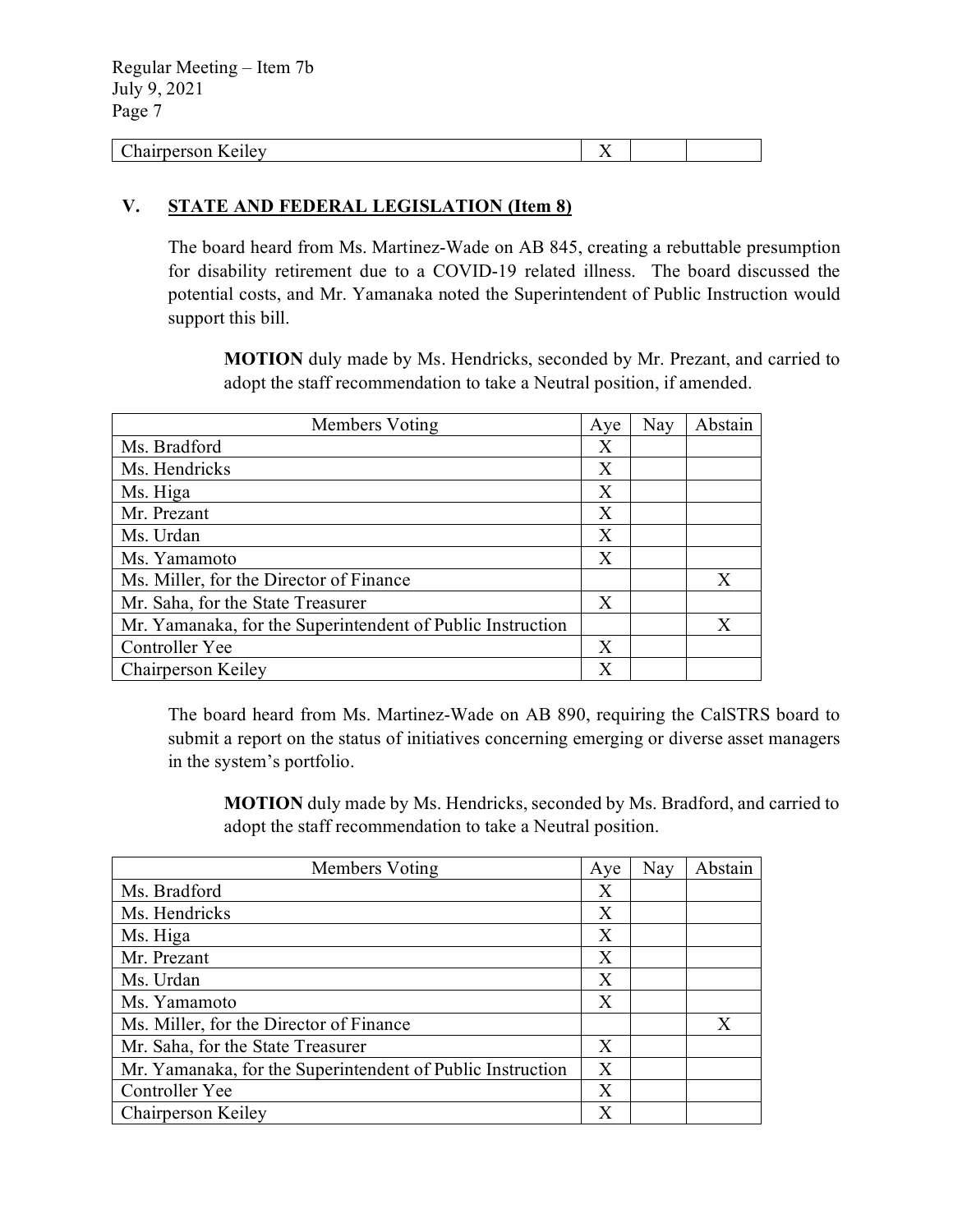| Chairperson Keiley | X | | |
|---|---|---|---|

## V. STATE AND FEDERAL LEGISLATION (Item 8)

The board heard from Ms. Martinez-Wade on AB 845, creating a rebuttable presumption for disability retirement due to a COVID-19 related illness. The board discussed the potential costs, and Mr. Yamanaka noted the Superintendent of Public Instruction would support this bill.

**MOTION** duly made by Ms. Hendricks, seconded by Mr. Prezant, and carried to adopt the staff recommendation to take a Neutral position, if amended.

| Members Voting | Aye | Nay | Abstain |
|---|---|---|---|
| Ms. Bradford | X | | |
| Ms. Hendricks | X | | |
| Ms. Higa | X | | |
| Mr. Prezant | X | | |
| Ms. Urdan | X | | |
| Ms. Yamamoto | X | | |
| Ms. Miller, for the Director of Finance | | | X |
| Mr. Saha, for the State Treasurer | X | | |
| Mr. Yamanaka, for the Superintendent of Public Instruction | | | X |
| Controller Yee | X | | |
| Chairperson Keiley | X | | |

The board heard from Ms. Martinez-Wade on AB 890, requiring the CalSTRS board to submit a report on the status of initiatives concerning emerging or diverse asset managers in the system's portfolio.

**MOTION** duly made by Ms. Hendricks, seconded by Ms. Bradford, and carried to adopt the staff recommendation to take a Neutral position.

| Members Voting | Aye | Nay | Abstain |
|---|---|---|---|
| Ms. Bradford | X | | |
| Ms. Hendricks | X | | |
| Ms. Higa | X | | |
| Mr. Prezant | X | | |
| Ms. Urdan | X | | |
| Ms. Yamamoto | X | | |
| Ms. Miller, for the Director of Finance | | | X |
| Mr. Saha, for the State Treasurer | X | | |
| Mr. Yamanaka, for the Superintendent of Public Instruction | X | | |
| Controller Yee | X | | |
| Chairperson Keiley | X | | |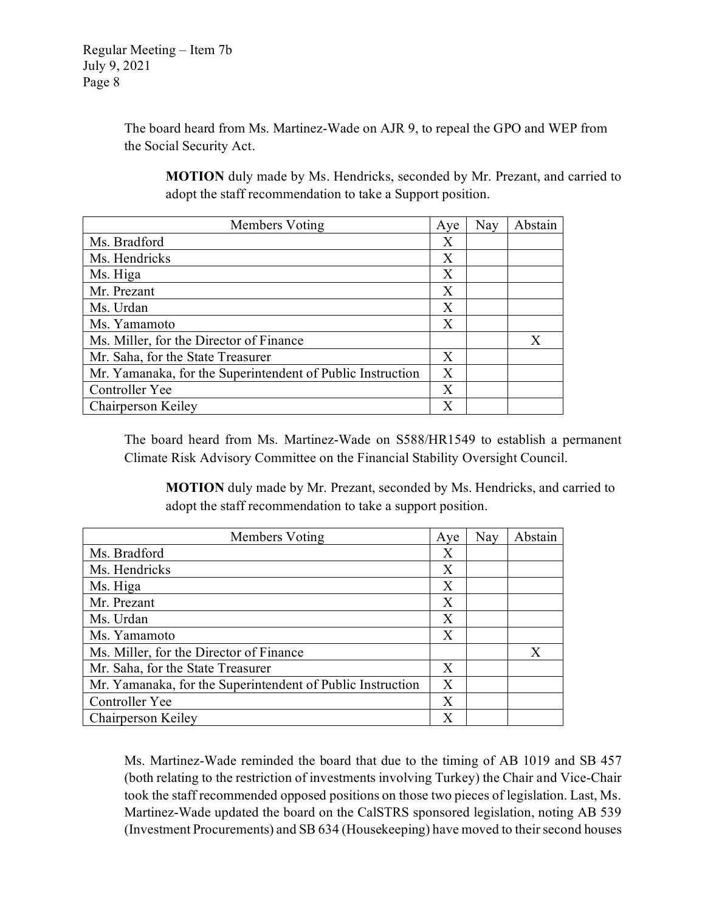The board heard from Ms. Martinez-Wade on AJR 9, to repeal the GPO and WEP from the Social Security Act.

**MOTION** duly made by Ms. Hendricks, seconded by Mr. Prezant, and carried to adopt the staff recommendation to take a Support position.

| Members Voting | Aye | Nay | Abstain |
|---|---|---|---|
| Ms. Bradford | X | | |
| Ms. Hendricks | X | | |
| Ms. Higa | X | | |
| Mr. Prezant | X | | |
| Ms. Urdan | X | | |
| Ms. Yamamoto | X | | |
| Ms. Miller, for the Director of Finance | | | X |
| Mr. Saha, for the State Treasurer | X | | |
| Mr. Yamanaka, for the Superintendent of Public Instruction | X | | |
| Controller Yee | X | | |
| Chairperson Keiley | X | | |

The board heard from Ms. Martinez-Wade on S588/HR1549 to establish a permanent Climate Risk Advisory Committee on the Financial Stability Oversight Council.

**MOTION** duly made by Mr. Prezant, seconded by Ms. Hendricks, and carried to adopt the staff recommendation to take a support position.

| Members Voting | Aye | Nay | Abstain |
|---|---|---|---|
| Ms. Bradford | X | | |
| Ms. Hendricks | X | | |
| Ms. Higa | X | | |
| Mr. Prezant | X | | |
| Ms. Urdan | X | | |
| Ms. Yamamoto | X | | |
| Ms. Miller, for the Director of Finance | | | X |
| Mr. Saha, for the State Treasurer | X | | |
| Mr. Yamanaka, for the Superintendent of Public Instruction | X | | |
| Controller Yee | X | | |
| Chairperson Keiley | X | | |

Ms. Martinez-Wade reminded the board that due to the timing of AB 1019 and SB 457 (both relating to the restriction of investments involving Turkey) the Chair and Vice-Chair took the staff recommended opposed positions on those two pieces of legislation. Last, Ms. Martinez-Wade updated the board on the CalSTRS sponsored legislation, noting AB 539 (Investment Procurements) and SB 634 (Housekeeping) have moved to their second houses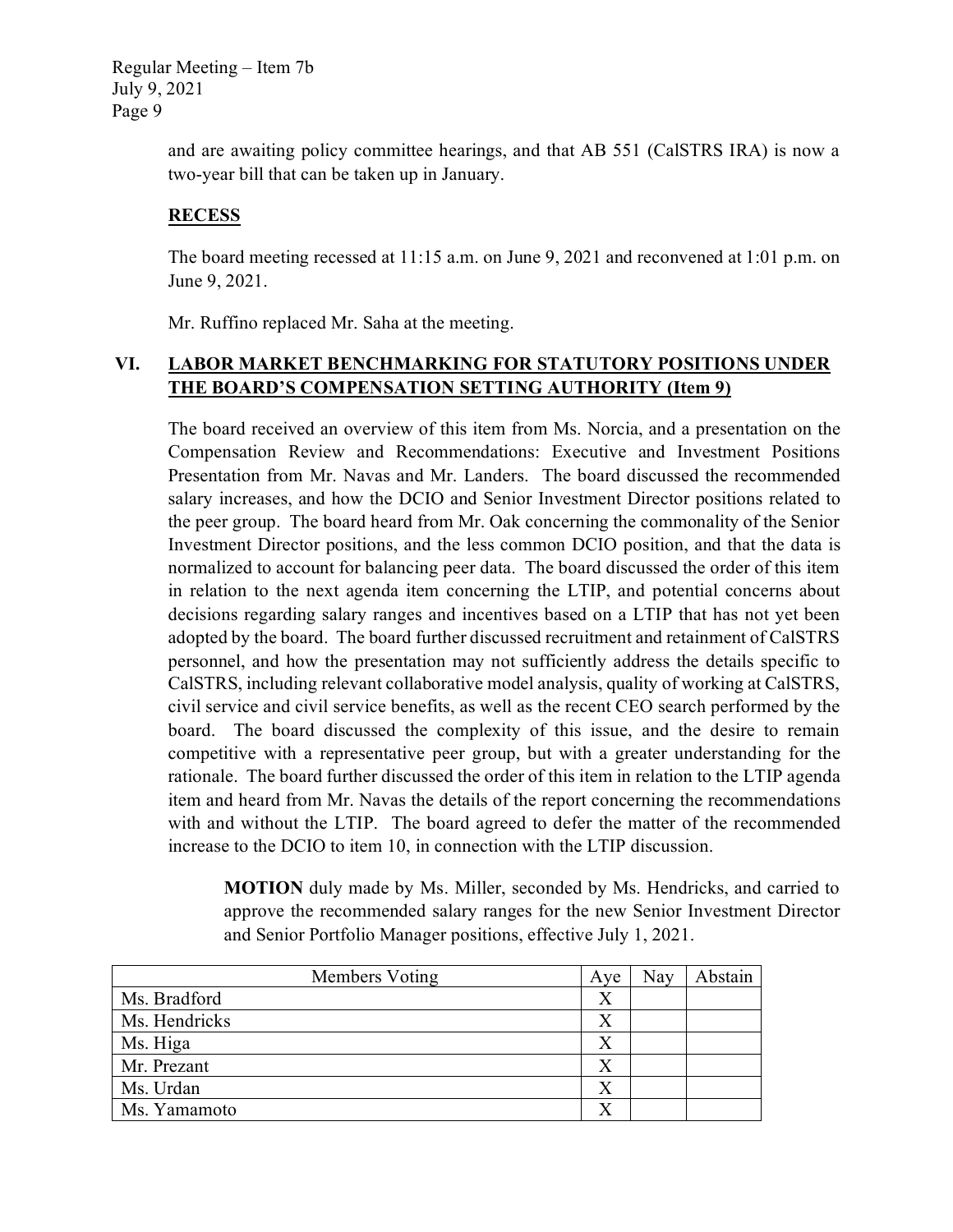and are awaiting policy committee hearings, and that AB 551 (CalSTRS IRA) is now a two-year bill that can be taken up in January.

## RECESS

The board meeting recessed at 11:15 a.m. on June 9, 2021 and reconvened at 1:01 p.m. on June 9, 2021.

Mr. Ruffino replaced Mr. Saha at the meeting.

## VI. LABOR MARKET BENCHMARKING FOR STATUTORY POSITIONS UNDER THE BOARD'S COMPENSATION SETTING AUTHORITY (Item 9)

The board received an overview of this item from Ms. Norcia, and a presentation on the Compensation Review and Recommendations: Executive and Investment Positions Presentation from Mr. Navas and Mr. Landers. The board discussed the recommended salary increases, and how the DCIO and Senior Investment Director positions related to the peer group. The board heard from Mr. Oak concerning the commonality of the Senior Investment Director positions, and the less common DCIO position, and that the data is normalized to account for balancing peer data. The board discussed the order of this item in relation to the next agenda item concerning the LTIP, and potential concerns about decisions regarding salary ranges and incentives based on a LTIP that has not yet been adopted by the board. The board further discussed recruitment and retainment of CalSTRS personnel, and how the presentation may not sufficiently address the details specific to CalSTRS, including relevant collaborative model analysis, quality of working at CalSTRS, civil service and civil service benefits, as well as the recent CEO search performed by the board. The board discussed the complexity of this issue, and the desire to remain competitive with a representative peer group, but with a greater understanding for the rationale. The board further discussed the order of this item in relation to the LTIP agenda item and heard from Mr. Navas the details of the report concerning the recommendations with and without the LTIP. The board agreed to defer the matter of the recommended increase to the DCIO to item 10, in connection with the LTIP discussion.

> **MOTION** duly made by Ms. Miller, seconded by Ms. Hendricks, and carried to approve the recommended salary ranges for the new Senior Investment Director and Senior Portfolio Manager positions, effective July 1, 2021.

| Members Voting | Aye | Nay | Abstain |
|---|---|---|---|
| Ms. Bradford | X | | |
| Ms. Hendricks | X | | |
| Ms. Higa | X | | |
| Mr. Prezant | X | | |
| Ms. Urdan | X | | |
| Ms. Yamamoto | X | | |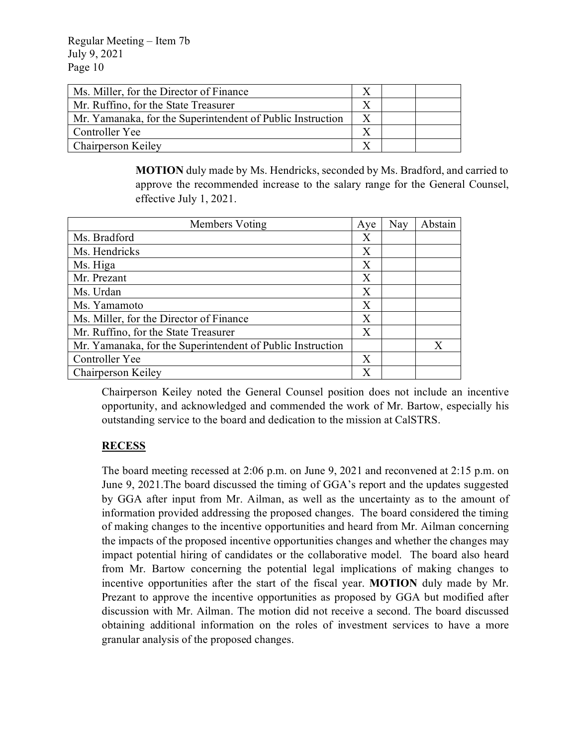| | | | |
|---|---|---|---|
| Ms. Miller, for the Director of Finance | X | | |
| Mr. Ruffino, for the State Treasurer | X | | |
| Mr. Yamanaka, for the Superintendent of Public Instruction | X | | |
| Controller Yee | X | | |
| Chairperson Keiley | X | | |

**MOTION** duly made by Ms. Hendricks, seconded by Ms. Bradford, and carried to approve the recommended increase to the salary range for the General Counsel, effective July 1, 2021.

| Members Voting | Aye | Nay | Abstain |
|---|---|---|---|
| Ms. Bradford | X | | |
| Ms. Hendricks | X | | |
| Ms. Higa | X | | |
| Mr. Prezant | X | | |
| Ms. Urdan | X | | |
| Ms. Yamamoto | X | | |
| Ms. Miller, for the Director of Finance | X | | |
| Mr. Ruffino, for the State Treasurer | X | | |
| Mr. Yamanaka, for the Superintendent of Public Instruction | | | X |
| Controller Yee | X | | |
| Chairperson Keiley | X | | |

Chairperson Keiley noted the General Counsel position does not include an incentive opportunity, and acknowledged and commended the work of Mr. Bartow, especially his outstanding service to the board and dedication to the mission at CalSTRS.

## RECESS

The board meeting recessed at 2:06 p.m. on June 9, 2021 and reconvened at 2:15 p.m. on June 9, 2021.The board discussed the timing of GGA's report and the updates suggested by GGA after input from Mr. Ailman, as well as the uncertainty as to the amount of information provided addressing the proposed changes. The board considered the timing of making changes to the incentive opportunities and heard from Mr. Ailman concerning the impacts of the proposed incentive opportunities changes and whether the changes may impact potential hiring of candidates or the collaborative model. The board also heard from Mr. Bartow concerning the potential legal implications of making changes to incentive opportunities after the start of the fiscal year. **MOTION** duly made by Mr. Prezant to approve the incentive opportunities as proposed by GGA but modified after discussion with Mr. Ailman. The motion did not receive a second. The board discussed obtaining additional information on the roles of investment services to have a more granular analysis of the proposed changes.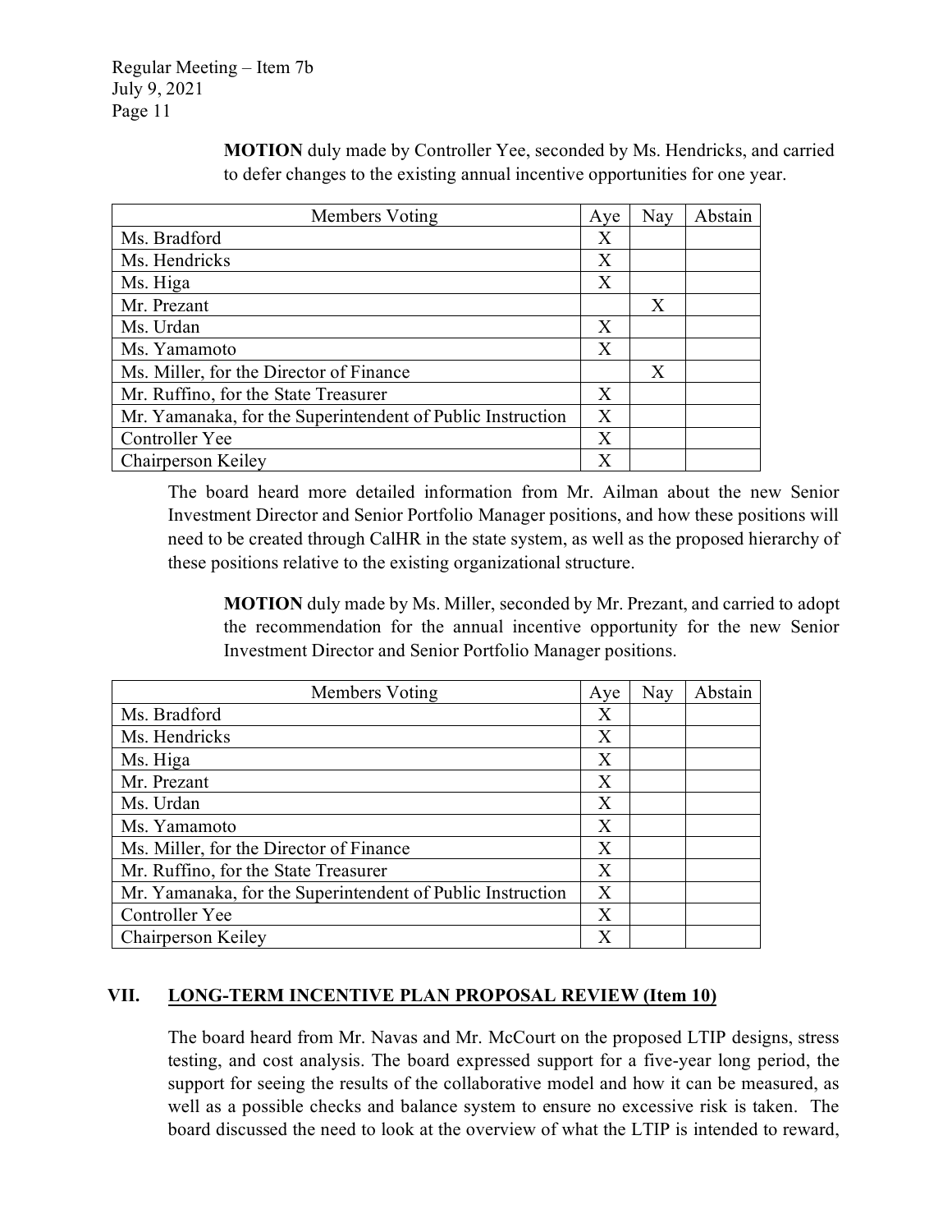**MOTION** duly made by Controller Yee, seconded by Ms. Hendricks, and carried to defer changes to the existing annual incentive opportunities for one year.

| Members Voting | Aye | Nay | Abstain |
|---|---|---|---|
| Ms. Bradford | X | | |
| Ms. Hendricks | X | | |
| Ms. Higa | X | | |
| Mr. Prezant | | X | |
| Ms. Urdan | X | | |
| Ms. Yamamoto | X | | |
| Ms. Miller, for the Director of Finance | | X | |
| Mr. Ruffino, for the State Treasurer | X | | |
| Mr. Yamanaka, for the Superintendent of Public Instruction | X | | |
| Controller Yee | X | | |
| Chairperson Keiley | X | | |

The board heard more detailed information from Mr. Ailman about the new Senior Investment Director and Senior Portfolio Manager positions, and how these positions will need to be created through CalHR in the state system, as well as the proposed hierarchy of these positions relative to the existing organizational structure.

**MOTION** duly made by Ms. Miller, seconded by Mr. Prezant, and carried to adopt the recommendation for the annual incentive opportunity for the new Senior Investment Director and Senior Portfolio Manager positions.

| Members Voting | Aye | Nay | Abstain |
|---|---|---|---|
| Ms. Bradford | X | | |
| Ms. Hendricks | X | | |
| Ms. Higa | X | | |
| Mr. Prezant | X | | |
| Ms. Urdan | X | | |
| Ms. Yamamoto | X | | |
| Ms. Miller, for the Director of Finance | X | | |
| Mr. Ruffino, for the State Treasurer | X | | |
| Mr. Yamanaka, for the Superintendent of Public Instruction | X | | |
| Controller Yee | X | | |
| Chairperson Keiley | X | | |

## VII. LONG-TERM INCENTIVE PLAN PROPOSAL REVIEW (Item 10)

The board heard from Mr. Navas and Mr. McCourt on the proposed LTIP designs, stress testing, and cost analysis. The board expressed support for a five-year long period, the support for seeing the results of the collaborative model and how it can be measured, as well as a possible checks and balance system to ensure no excessive risk is taken. The board discussed the need to look at the overview of what the LTIP is intended to reward,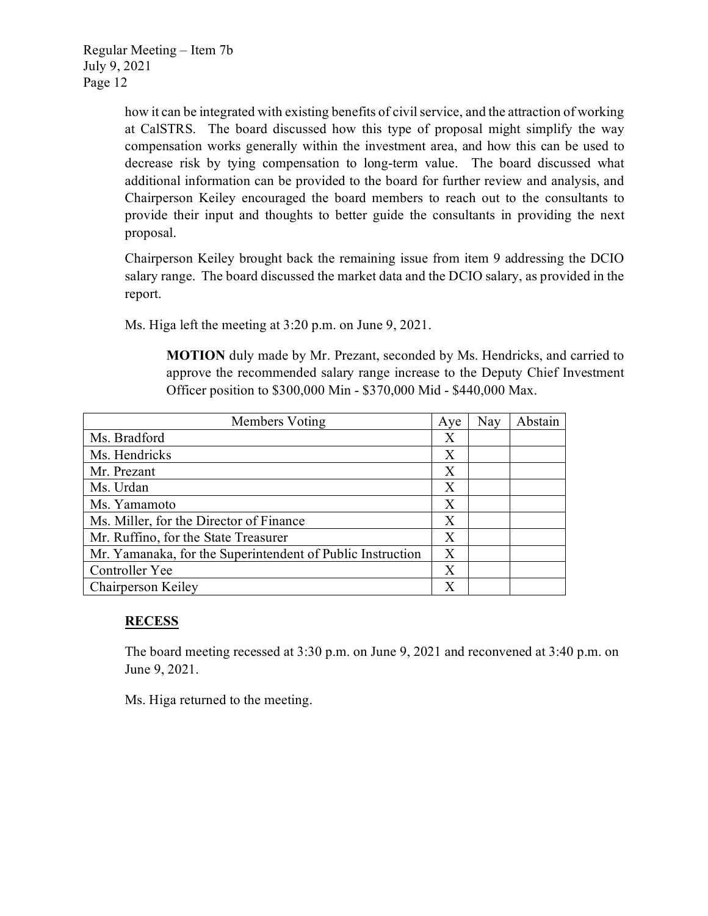how it can be integrated with existing benefits of civil service, and the attraction of working at CalSTRS. The board discussed how this type of proposal might simplify the way compensation works generally within the investment area, and how this can be used to decrease risk by tying compensation to long-term value. The board discussed what additional information can be provided to the board for further review and analysis, and Chairperson Keiley encouraged the board members to reach out to the consultants to provide their input and thoughts to better guide the consultants in providing the next proposal.

Chairperson Keiley brought back the remaining issue from item 9 addressing the DCIO salary range. The board discussed the market data and the DCIO salary, as provided in the report.

Ms. Higa left the meeting at 3:20 p.m. on June 9, 2021.

> **MOTION** duly made by Mr. Prezant, seconded by Ms. Hendricks, and carried to approve the recommended salary range increase to the Deputy Chief Investment Officer position to $300,000 Min - $370,000 Mid - $440,000 Max.

| Members Voting | Aye | Nay | Abstain |
|---|---|---|---|
| Ms. Bradford | X | | |
| Ms. Hendricks | X | | |
| Mr. Prezant | X | | |
| Ms. Urdan | X | | |
| Ms. Yamamoto | X | | |
| Ms. Miller, for the Director of Finance | X | | |
| Mr. Ruffino, for the State Treasurer | X | | |
| Mr. Yamanaka, for the Superintendent of Public Instruction | X | | |
| Controller Yee | X | | |
| Chairperson Keiley | X | | |

**<u>RECESS</u>**

The board meeting recessed at 3:30 p.m. on June 9, 2021 and reconvened at 3:40 p.m. on June 9, 2021.

Ms. Higa returned to the meeting.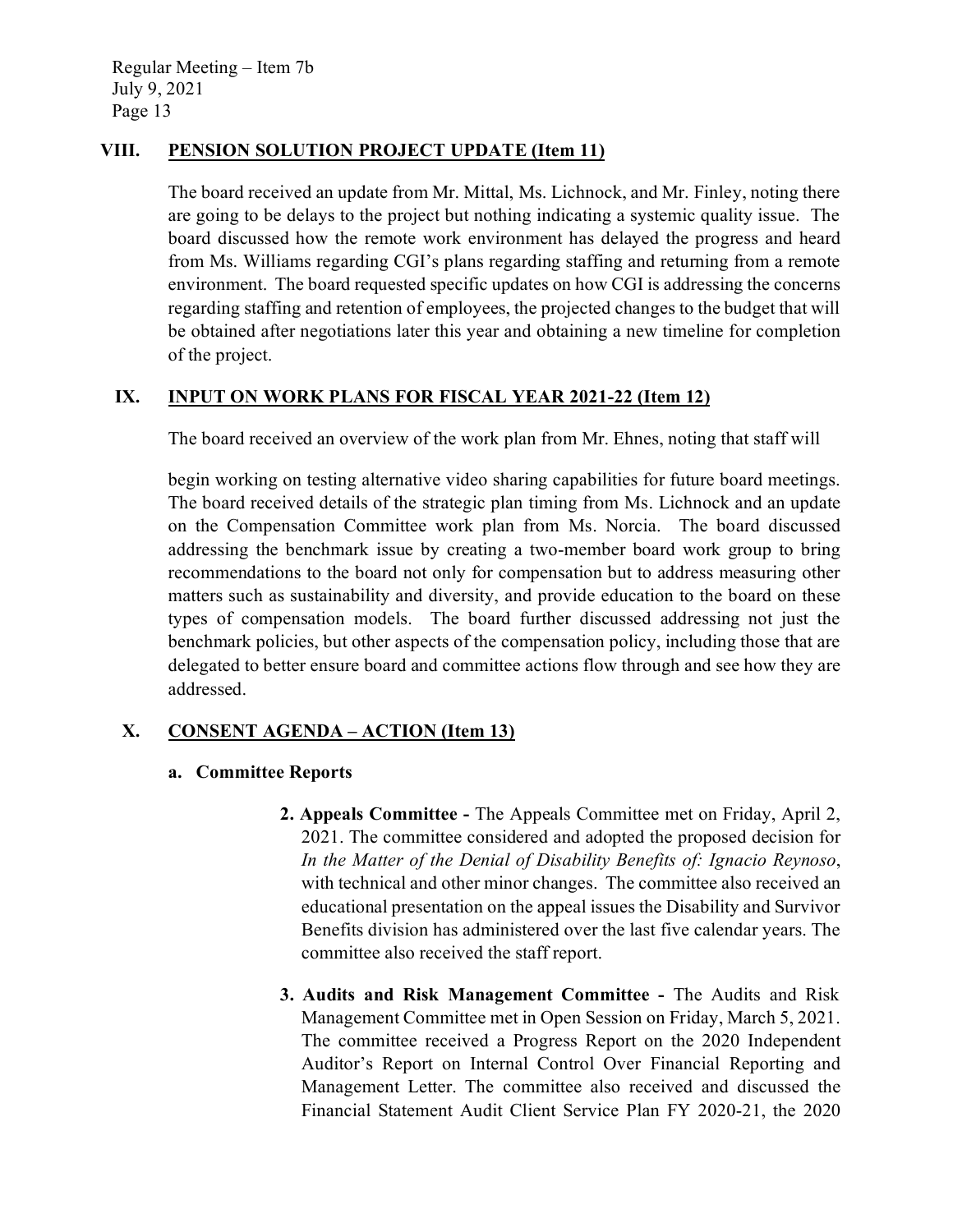## VIII. PENSION SOLUTION PROJECT UPDATE (Item 11)

The board received an update from Mr. Mittal, Ms. Lichnock, and Mr. Finley, noting there are going to be delays to the project but nothing indicating a systemic quality issue. The board discussed how the remote work environment has delayed the progress and heard from Ms. Williams regarding CGI's plans regarding staffing and returning from a remote environment. The board requested specific updates on how CGI is addressing the concerns regarding staffing and retention of employees, the projected changes to the budget that will be obtained after negotiations later this year and obtaining a new timeline for completion of the project.

## IX. INPUT ON WORK PLANS FOR FISCAL YEAR 2021-22 (Item 12)

The board received an overview of the work plan from Mr. Ehnes, noting that staff will

begin working on testing alternative video sharing capabilities for future board meetings. The board received details of the strategic plan timing from Ms. Lichnock and an update on the Compensation Committee work plan from Ms. Norcia. The board discussed addressing the benchmark issue by creating a two-member board work group to bring recommendations to the board not only for compensation but to address measuring other matters such as sustainability and diversity, and provide education to the board on these types of compensation models. The board further discussed addressing not just the benchmark policies, but other aspects of the compensation policy, including those that are delegated to better ensure board and committee actions flow through and see how they are addressed.

## X. CONSENT AGENDA – ACTION (Item 13)

### a. Committee Reports

2. **Appeals Committee -** The Appeals Committee met on Friday, April 2, 2021. The committee considered and adopted the proposed decision for *In the Matter of the Denial of Disability Benefits of: Ignacio Reynoso*, with technical and other minor changes. The committee also received an educational presentation on the appeal issues the Disability and Survivor Benefits division has administered over the last five calendar years. The committee also received the staff report.

3. **Audits and Risk Management Committee -** The Audits and Risk Management Committee met in Open Session on Friday, March 5, 2021. The committee received a Progress Report on the 2020 Independent Auditor's Report on Internal Control Over Financial Reporting and Management Letter. The committee also received and discussed the Financial Statement Audit Client Service Plan FY 2020-21, the 2020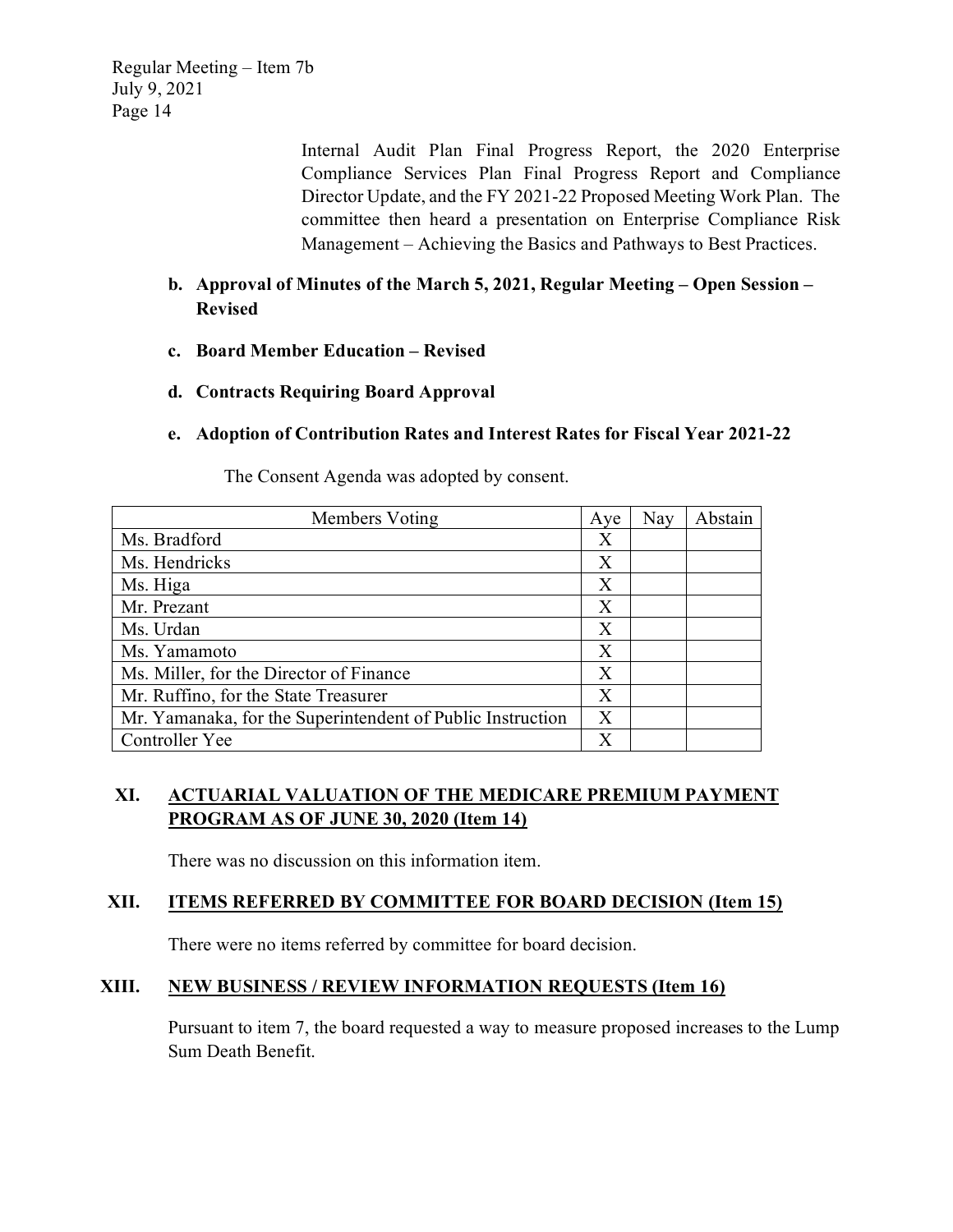Internal Audit Plan Final Progress Report, the 2020 Enterprise Compliance Services Plan Final Progress Report and Compliance Director Update, and the FY 2021-22 Proposed Meeting Work Plan. The committee then heard a presentation on Enterprise Compliance Risk Management – Achieving the Basics and Pathways to Best Practices.

**b. Approval of Minutes of the March 5, 2021, Regular Meeting – Open Session – Revised**

**c. Board Member Education – Revised**

**d. Contracts Requiring Board Approval**

**e. Adoption of Contribution Rates and Interest Rates for Fiscal Year 2021-22**

The Consent Agenda was adopted by consent.

| Members Voting | Aye | Nay | Abstain |
|---|---|---|---|
| Ms. Bradford | X | | |
| Ms. Hendricks | X | | |
| Ms. Higa | X | | |
| Mr. Prezant | X | | |
| Ms. Urdan | X | | |
| Ms. Yamamoto | X | | |
| Ms. Miller, for the Director of Finance | X | | |
| Mr. Ruffino, for the State Treasurer | X | | |
| Mr. Yamanaka, for the Superintendent of Public Instruction | X | | |
| Controller Yee | X | | |

## XI. ACTUARIAL VALUATION OF THE MEDICARE PREMIUM PAYMENT PROGRAM AS OF JUNE 30, 2020 (Item 14)

There was no discussion on this information item.

## XII. ITEMS REFERRED BY COMMITTEE FOR BOARD DECISION (Item 15)

There were no items referred by committee for board decision.

## XIII. NEW BUSINESS / REVIEW INFORMATION REQUESTS (Item 16)

Pursuant to item 7, the board requested a way to measure proposed increases to the Lump Sum Death Benefit.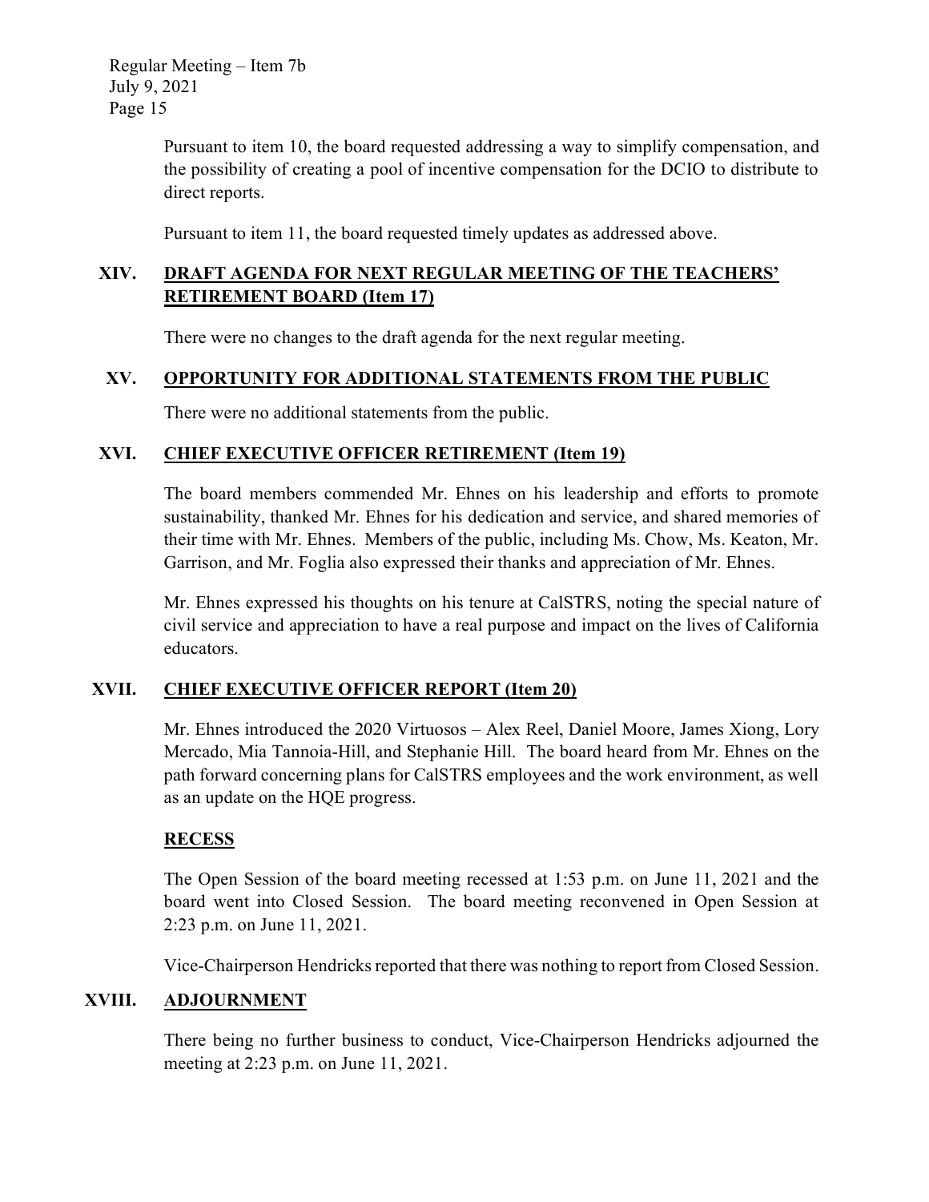Pursuant to item 10, the board requested addressing a way to simplify compensation, and the possibility of creating a pool of incentive compensation for the DCIO to distribute to direct reports.

Pursuant to item 11, the board requested timely updates as addressed above.

## XIV. DRAFT AGENDA FOR NEXT REGULAR MEETING OF THE TEACHERS' RETIREMENT BOARD (Item 17)

There were no changes to the draft agenda for the next regular meeting.

## XV. OPPORTUNITY FOR ADDITIONAL STATEMENTS FROM THE PUBLIC

There were no additional statements from the public.

## XVI. CHIEF EXECUTIVE OFFICER RETIREMENT (Item 19)

The board members commended Mr. Ehnes on his leadership and efforts to promote sustainability, thanked Mr. Ehnes for his dedication and service, and shared memories of their time with Mr. Ehnes. Members of the public, including Ms. Chow, Ms. Keaton, Mr. Garrison, and Mr. Foglia also expressed their thanks and appreciation of Mr. Ehnes.

Mr. Ehnes expressed his thoughts on his tenure at CalSTRS, noting the special nature of civil service and appreciation to have a real purpose and impact on the lives of California educators.

## XVII. CHIEF EXECUTIVE OFFICER REPORT (Item 20)

Mr. Ehnes introduced the 2020 Virtuosos – Alex Reel, Daniel Moore, James Xiong, Lory Mercado, Mia Tannoia-Hill, and Stephanie Hill. The board heard from Mr. Ehnes on the path forward concerning plans for CalSTRS employees and the work environment, as well as an update on the HQE progress.

### RECESS

The Open Session of the board meeting recessed at 1:53 p.m. on June 11, 2021 and the board went into Closed Session. The board meeting reconvened in Open Session at 2:23 p.m. on June 11, 2021.

Vice-Chairperson Hendricks reported that there was nothing to report from Closed Session.

## XVIII. ADJOURNMENT

There being no further business to conduct, Vice-Chairperson Hendricks adjourned the meeting at 2:23 p.m. on June 11, 2021.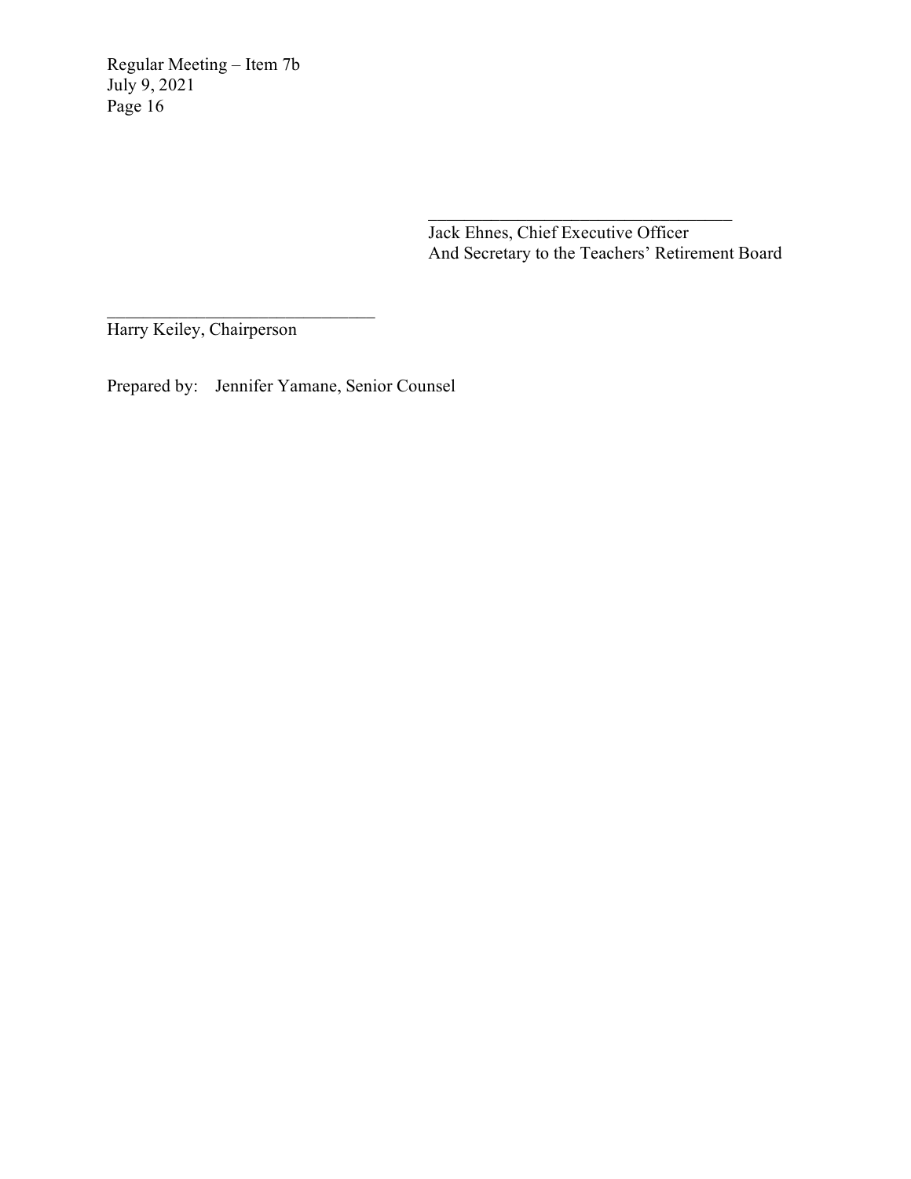\_\_\_\_\_\_\_\_\_\_\_\_\_\_\_\_\_\_\_\_\_\_\_\_\_\_\_\_\_\_\_\_\_\_
Jack Ehnes, Chief Executive Officer
And Secretary to the Teachers' Retirement Board

\_\_\_\_\_\_\_\_\_\_\_\_\_\_\_\_\_\_\_\_\_\_\_\_\_\_\_\_\_\_\_
Harry Keiley, Chairperson

Prepared by: Jennifer Yamane, Senior Counsel